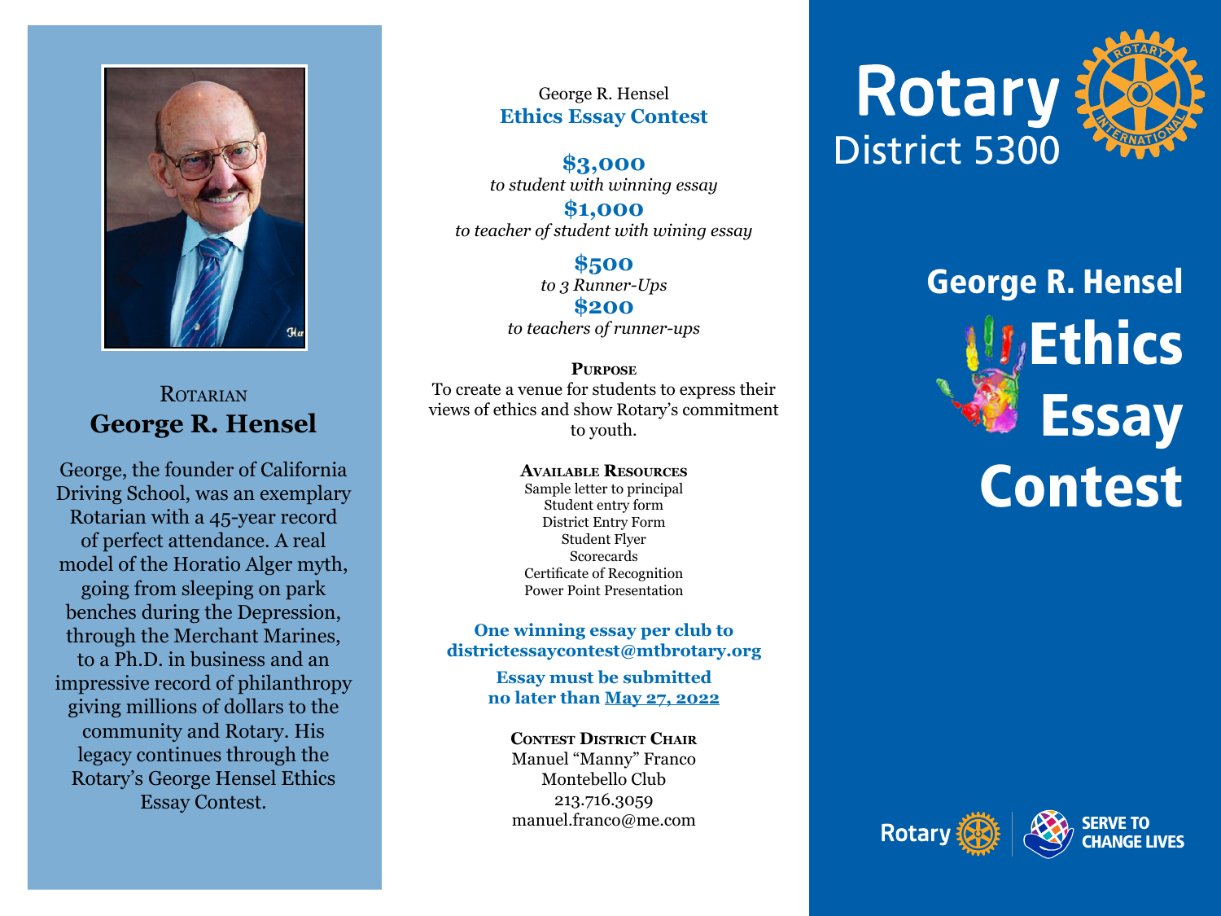Rotarian

## George R. Hensel

George, the founder of California Driving School, was an exemplary Rotarian with a 45-year record of perfect attendance. A real model of the Horatio Alger myth, going from sleeping on park benches during the Depression, through the Merchant Marines, to a Ph.D. in business and an impressive record of philanthropy giving millions of dollars to the community and Rotary. His legacy continues through the Rotary's George Hensel Ethics Essay Contest.

George R. Hensel
**Ethics Essay Contest**

**$3,000**
*to student with winning essay*

**$1,000**
*to teacher of student with wining essay*

**$500**
*to 3 Runner-Ups*

**$200**
*to teachers of runner-ups*

**Purpose**

To create a venue for students to express their views of ethics and show Rotary's commitment to youth.

**Available Resources**

Sample letter to principal
Student entry form
District Entry Form
Student Flyer
Scorecards
Certificate of Recognition
Power Point Presentation

**One winning essay per club to districtessaycontest@mtbrotary.org**

**Essay must be submitted no later than May 27, 2022**

**Contest District Chair**

Manuel "Manny" Franco
Montebello Club
213.716.3059
manuel.franco@me.com

Rotary
District 5300

# George R. Hensel Ethics Essay Contest

Rotary | SERVE TO CHANGE LIVES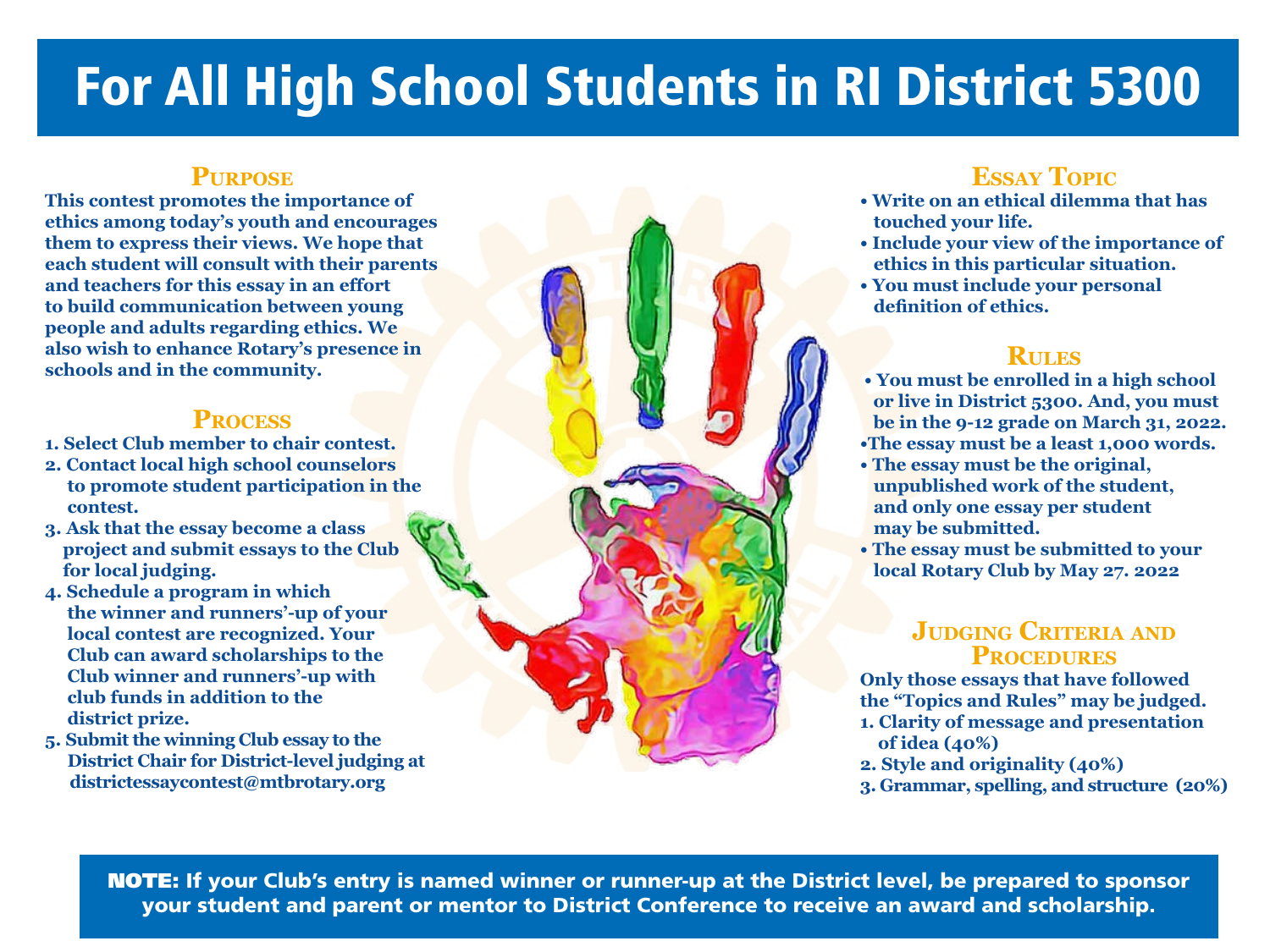# For All High School Students in RI District 5300

## Purpose

**This contest promotes the importance of ethics among today's youth and encourages them to express their views. We hope that each student will consult with their parents and teachers for this essay in an effort to build communication between young people and adults regarding ethics. We also wish to enhance Rotary's presence in schools and in the community.**

## Process

1. **Select Club member to chair contest.**
2. **Contact local high school counselors to promote student participation in the contest.**
3. **Ask that the essay become a class project and submit essays to the Club for local judging.**
4. **Schedule a program in which the winner and runners'-up of your local contest are recognized. Your Club can award scholarships to the Club winner and runners'-up with club funds in addition to the district prize.**
5. **Submit the winning Club essay to the District Chair for District-level judging at districtessaycontest@mtbrotary.org**

## Essay Topic

- **Write on an ethical dilemma that has touched your life.**
- **Include your view of the importance of ethics in this particular situation.**
- **You must include your personal definition of ethics.**

## Rules

- **You must be enrolled in a high school or live in District 5300. And, you must be in the 9-12 grade on March 31, 2022.**
- **The essay must be a least 1,000 words.**
- **The essay must be the original, unpublished work of the student, and only one essay per student may be submitted.**
- **The essay must be submitted to your local Rotary Club by May 27. 2022**

## Judging Criteria and Procedures

**Only those essays that have followed the "Topics and Rules" may be judged.**

1. **Clarity of message and presentation of idea (40%)**
2. **Style and originality (40%)**
3. **Grammar, spelling, and structure (20%)**

**NOTE: If your Club's entry is named winner or runner-up at the District level, be prepared to sponsor your student and parent or mentor to District Conference to receive an award and scholarship.**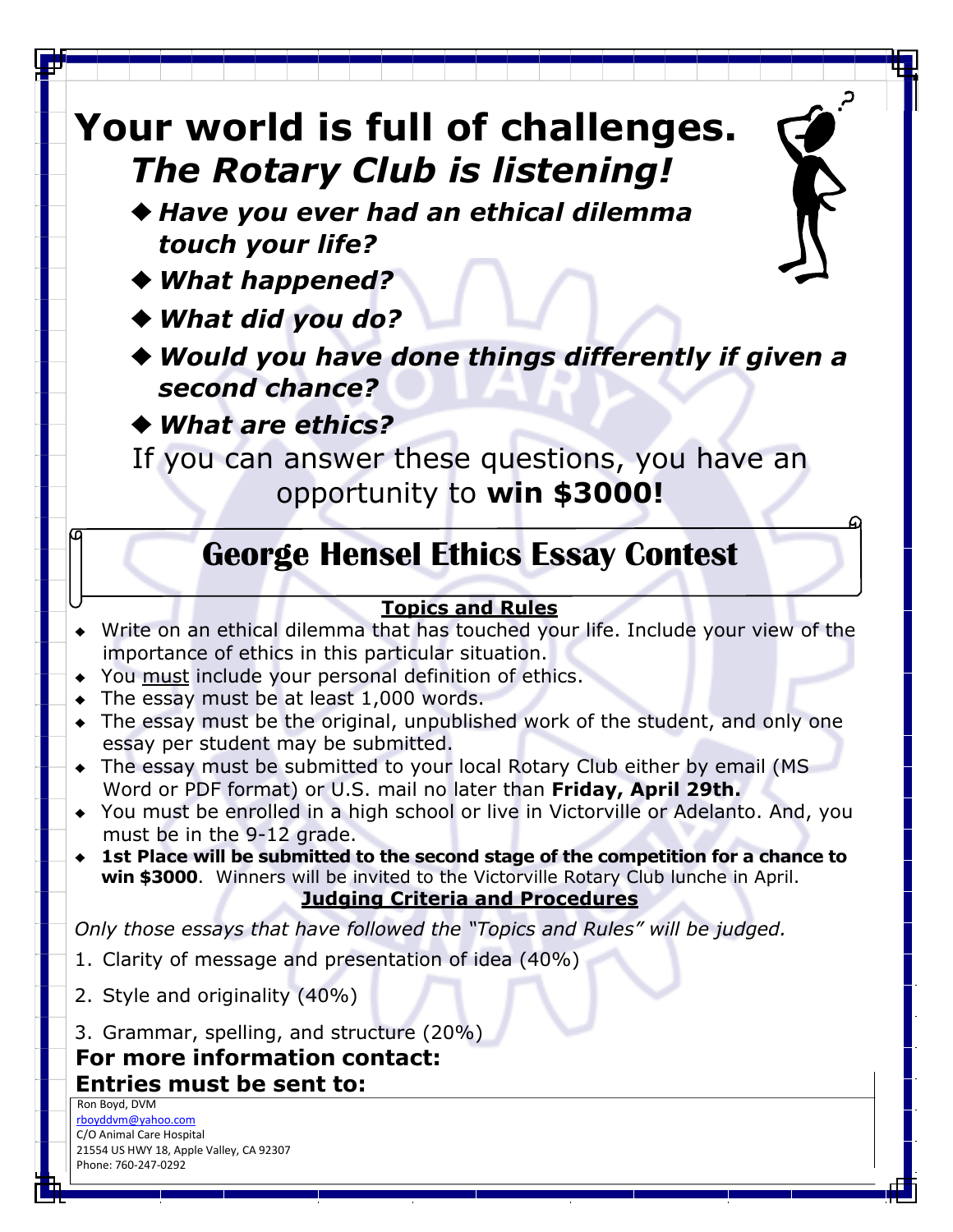# Your world is full of challenges.
## *The Rotary Club is listening!*

- ***Have you ever had an ethical dilemma touch your life?***
- ***What happened?***
- ***What did you do?***
- ***Would you have done things differently if given a second chance?***
- ***What are ethics?***

If you can answer these questions, you have an opportunity to **win $3000!**

## George Hensel Ethics Essay Contest

**Topics and Rules**

- Write on an ethical dilemma that has touched your life. Include your view of the importance of ethics in this particular situation.
- You must include your personal definition of ethics.
- The essay must be at least 1,000 words.
- The essay must be the original, unpublished work of the student, and only one essay per student may be submitted.
- The essay must be submitted to your local Rotary Club either by email (MS Word or PDF format) or U.S. mail no later than **Friday, April 29th.**
- You must be enrolled in a high school or live in Victorville or Adelanto. And, you must be in the 9-12 grade.
- **1st Place will be submitted to the second stage of the competition for a chance to win $3000**. Winners will be invited to the Victorville Rotary Club lunche in April.

**Judging Criteria and Procedures**

*Only those essays that have followed the "Topics and Rules" will be judged.*

1. Clarity of message and presentation of idea (40%)
2. Style and originality (40%)
3. Grammar, spelling, and structure (20%)

**For more information contact:**
**Entries must be sent to:**

Ron Boyd, DVM
rboyddvm@yahoo.com
C/O Animal Care Hospital
21554 US HWY 18, Apple Valley, CA 92307
Phone: 760-247-0292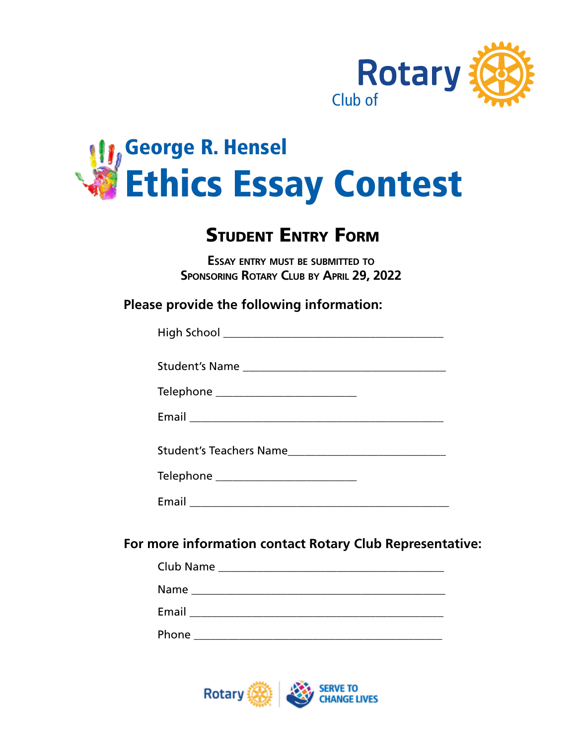Rotary
Club of

# George R. Hensel
# Ethics Essay Contest

## Student Entry Form

**Essay entry must be submitted to**
**Sponsoring Rotary Club by April 29, 2022**

**Please provide the following information:**

High School ________________________________________

Student's Name ____________________________________

Telephone ________________________

Email ______________________________________________

Student's Teachers Name___________________________

Telephone ________________________

Email ______________________________________________

**For more information contact Rotary Club Representative:**

Club Name _________________________________________

Name ______________________________________________

Email ______________________________________________

Phone _____________________________________________

Rotary | SERVE TO CHANGE LIVES